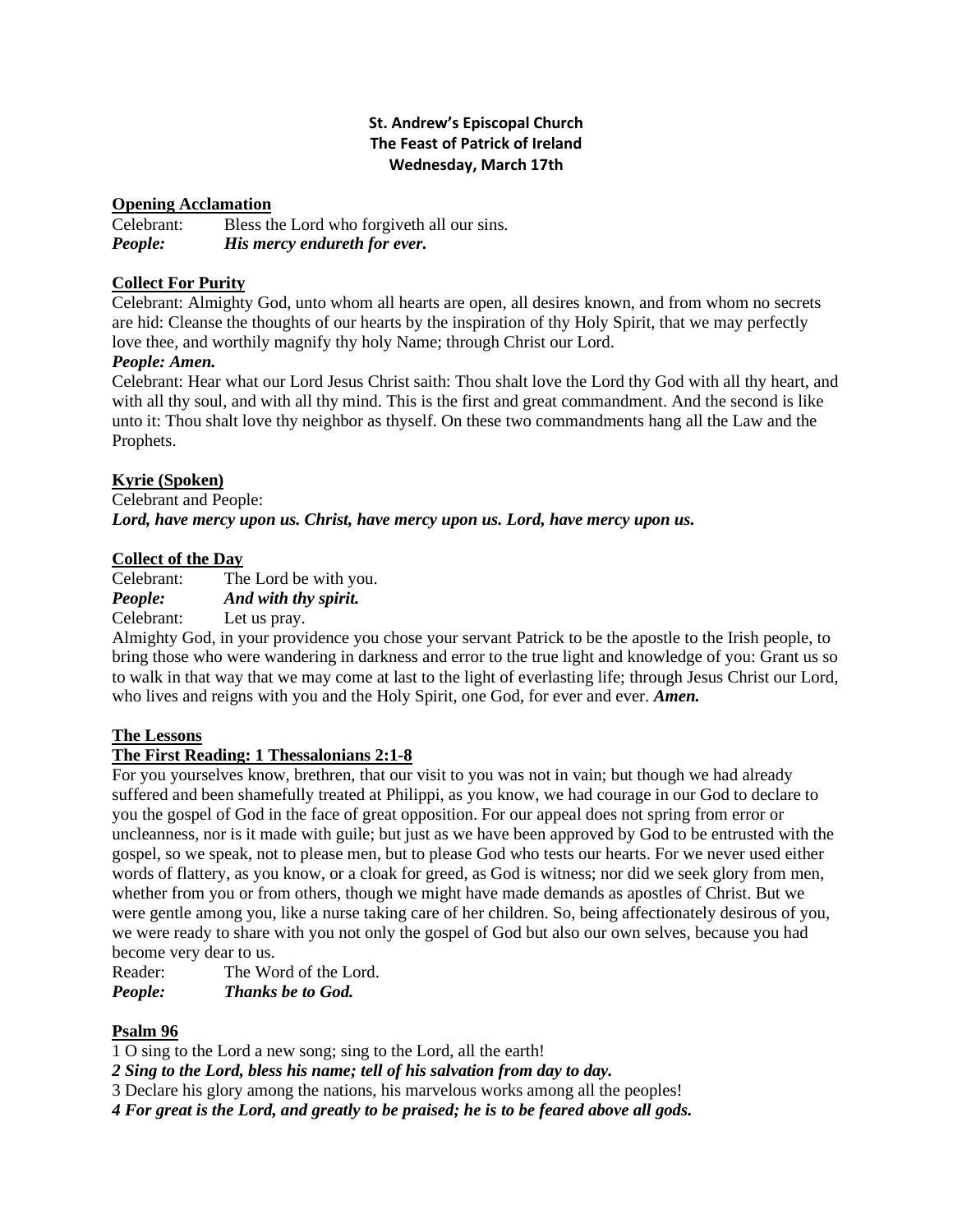**St. Andrew's Episcopal Church**
**The Feast of Patrick of Ireland**
**Wednesday, March 17th**

**Opening Acclamation**

Celebrant: Bless the Lord who forgiveth all our sins.
***People: His mercy endureth for ever.***

**Collect For Purity**

Celebrant: Almighty God, unto whom all hearts are open, all desires known, and from whom no secrets are hid: Cleanse the thoughts of our hearts by the inspiration of thy Holy Spirit, that we may perfectly love thee, and worthily magnify thy holy Name; through Christ our Lord.
***People: Amen.***

Celebrant: Hear what our Lord Jesus Christ saith: Thou shalt love the Lord thy God with all thy heart, and with all thy soul, and with all thy mind. This is the first and great commandment. And the second is like unto it: Thou shalt love thy neighbor as thyself. On these two commandments hang all the Law and the Prophets.

**Kyrie (Spoken)**

Celebrant and People:
***Lord, have mercy upon us. Christ, have mercy upon us. Lord, have mercy upon us.***

**Collect of the Day**

Celebrant: The Lord be with you.
***People: And with thy spirit.***
Celebrant: Let us pray.

Almighty God, in your providence you chose your servant Patrick to be the apostle to the Irish people, to bring those who were wandering in darkness and error to the true light and knowledge of you: Grant us so to walk in that way that we may come at last to the light of everlasting life; through Jesus Christ our Lord, who lives and reigns with you and the Holy Spirit, one God, for ever and ever. ***Amen.***

**The Lessons**

**The First Reading: 1 Thessalonians 2:1-8**

For you yourselves know, brethren, that our visit to you was not in vain; but though we had already suffered and been shamefully treated at Philippi, as you know, we had courage in our God to declare to you the gospel of God in the face of great opposition. For our appeal does not spring from error or uncleanness, nor is it made with guile; but just as we have been approved by God to be entrusted with the gospel, so we speak, not to please men, but to please God who tests our hearts. For we never used either words of flattery, as you know, or a cloak for greed, as God is witness; nor did we seek glory from men, whether from you or from others, though we might have made demands as apostles of Christ. But we were gentle among you, like a nurse taking care of her children. So, being affectionately desirous of you, we were ready to share with you not only the gospel of God but also our own selves, because you had become very dear to us.

Reader: The Word of the Lord.
***People: Thanks be to God.***

**Psalm 96**

1 O sing to the Lord a new song; sing to the Lord, all the earth!
***2 Sing to the Lord, bless his name; tell of his salvation from day to day.***
3 Declare his glory among the nations, his marvelous works among all the peoples!
***4 For great is the Lord, and greatly to be praised; he is to be feared above all gods.***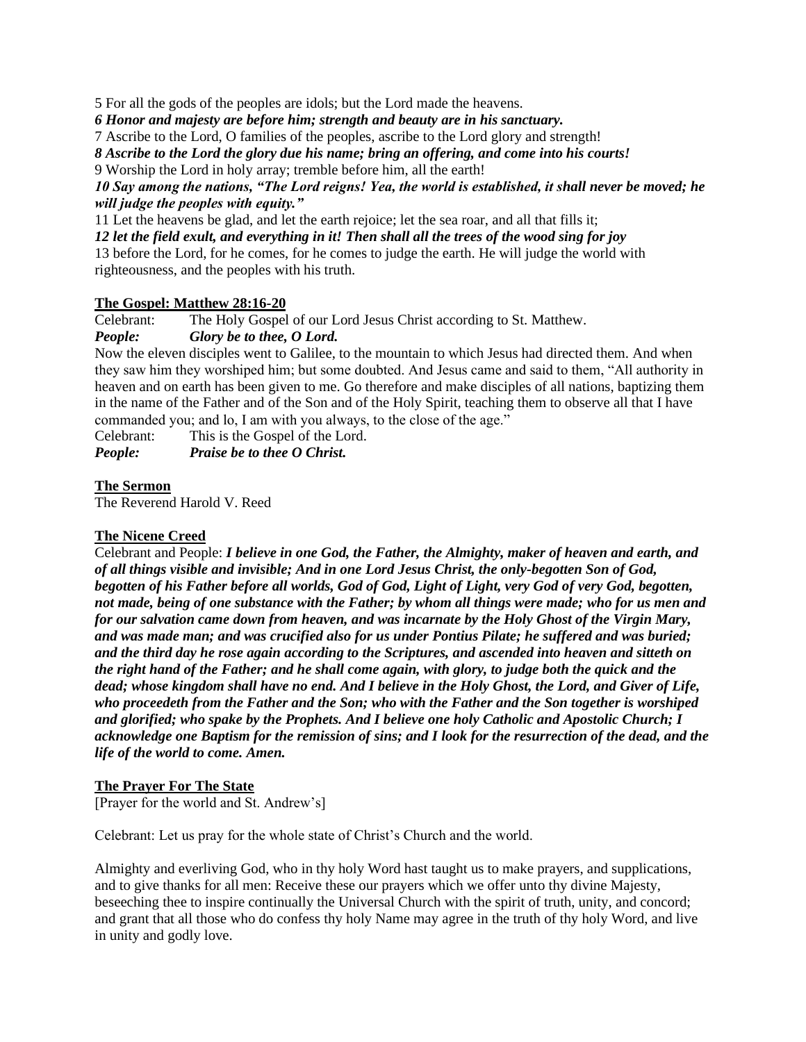5 For all the gods of the peoples are idols; but the Lord made the heavens.

***6 Honor and majesty are before him; strength and beauty are in his sanctuary.***

7 Ascribe to the Lord, O families of the peoples, ascribe to the Lord glory and strength!

***8 Ascribe to the Lord the glory due his name; bring an offering, and come into his courts!***

9 Worship the Lord in holy array; tremble before him, all the earth!

***10 Say among the nations, "The Lord reigns! Yea, the world is established, it shall never be moved; he will judge the peoples with equity."***

11 Let the heavens be glad, and let the earth rejoice; let the sea roar, and all that fills it;

***12 let the field exult, and everything in it! Then shall all the trees of the wood sing for joy***

13 before the Lord, for he comes, for he comes to judge the earth. He will judge the world with righteousness, and the peoples with his truth.

**The Gospel: Matthew 28:16-20**

Celebrant: The Holy Gospel of our Lord Jesus Christ according to St. Matthew.

***People: Glory be to thee, O Lord.***

Now the eleven disciples went to Galilee, to the mountain to which Jesus had directed them. And when they saw him they worshiped him; but some doubted. And Jesus came and said to them, "All authority in heaven and on earth has been given to me. Go therefore and make disciples of all nations, baptizing them in the name of the Father and of the Son and of the Holy Spirit, teaching them to observe all that I have commanded you; and lo, I am with you always, to the close of the age."

Celebrant: This is the Gospel of the Lord.

***People: Praise be to thee O Christ.***

**The Sermon**

The Reverend Harold V. Reed

**The Nicene Creed**

Celebrant and People: ***I believe in one God, the Father, the Almighty, maker of heaven and earth, and of all things visible and invisible; And in one Lord Jesus Christ, the only-begotten Son of God, begotten of his Father before all worlds, God of God, Light of Light, very God of very God, begotten, not made, being of one substance with the Father; by whom all things were made; who for us men and for our salvation came down from heaven, and was incarnate by the Holy Ghost of the Virgin Mary, and was made man; and was crucified also for us under Pontius Pilate; he suffered and was buried; and the third day he rose again according to the Scriptures, and ascended into heaven and sitteth on the right hand of the Father; and he shall come again, with glory, to judge both the quick and the dead; whose kingdom shall have no end. And I believe in the Holy Ghost, the Lord, and Giver of Life, who proceedeth from the Father and the Son; who with the Father and the Son together is worshiped and glorified; who spake by the Prophets. And I believe one holy Catholic and Apostolic Church; I acknowledge one Baptism for the remission of sins; and I look for the resurrection of the dead, and the life of the world to come. Amen.***

**The Prayer For The State**

[Prayer for the world and St. Andrew's]

Celebrant: Let us pray for the whole state of Christ's Church and the world.

Almighty and everliving God, who in thy holy Word hast taught us to make prayers, and supplications, and to give thanks for all men: Receive these our prayers which we offer unto thy divine Majesty, beseeching thee to inspire continually the Universal Church with the spirit of truth, unity, and concord; and grant that all those who do confess thy holy Name may agree in the truth of thy holy Word, and live in unity and godly love.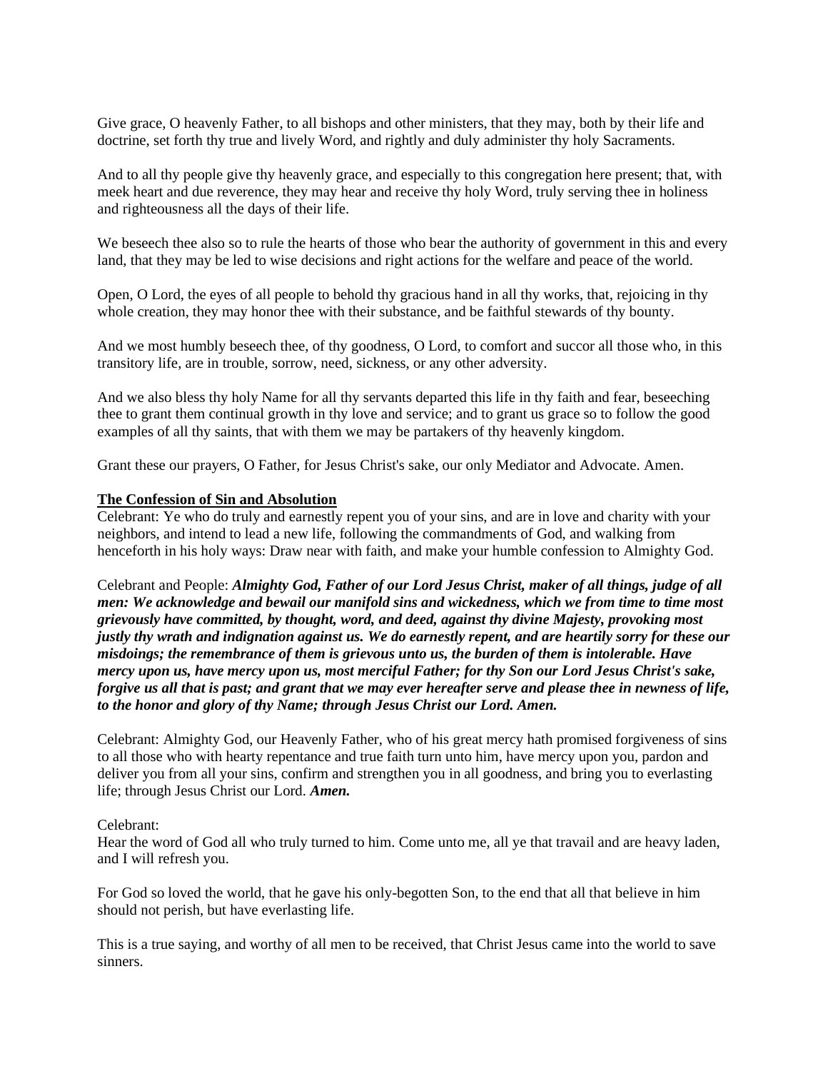Give grace, O heavenly Father, to all bishops and other ministers, that they may, both by their life and doctrine, set forth thy true and lively Word, and rightly and duly administer thy holy Sacraments.

And to all thy people give thy heavenly grace, and especially to this congregation here present; that, with meek heart and due reverence, they may hear and receive thy holy Word, truly serving thee in holiness and righteousness all the days of their life.

We beseech thee also so to rule the hearts of those who bear the authority of government in this and every land, that they may be led to wise decisions and right actions for the welfare and peace of the world.

Open, O Lord, the eyes of all people to behold thy gracious hand in all thy works, that, rejoicing in thy whole creation, they may honor thee with their substance, and be faithful stewards of thy bounty.

And we most humbly beseech thee, of thy goodness, O Lord, to comfort and succor all those who, in this transitory life, are in trouble, sorrow, need, sickness, or any other adversity.

And we also bless thy holy Name for all thy servants departed this life in thy faith and fear, beseeching thee to grant them continual growth in thy love and service; and to grant us grace so to follow the good examples of all thy saints, that with them we may be partakers of thy heavenly kingdom.

Grant these our prayers, O Father, for Jesus Christ's sake, our only Mediator and Advocate. Amen.

**The Confession of Sin and Absolution**

Celebrant: Ye who do truly and earnestly repent you of your sins, and are in love and charity with your neighbors, and intend to lead a new life, following the commandments of God, and walking from henceforth in his holy ways: Draw near with faith, and make your humble confession to Almighty God.

Celebrant and People: ***Almighty God, Father of our Lord Jesus Christ, maker of all things, judge of all men: We acknowledge and bewail our manifold sins and wickedness, which we from time to time most grievously have committed, by thought, word, and deed, against thy divine Majesty, provoking most justly thy wrath and indignation against us. We do earnestly repent, and are heartily sorry for these our misdoings; the remembrance of them is grievous unto us, the burden of them is intolerable. Have mercy upon us, have mercy upon us, most merciful Father; for thy Son our Lord Jesus Christ's sake, forgive us all that is past; and grant that we may ever hereafter serve and please thee in newness of life, to the honor and glory of thy Name; through Jesus Christ our Lord. Amen.***

Celebrant: Almighty God, our Heavenly Father, who of his great mercy hath promised forgiveness of sins to all those who with hearty repentance and true faith turn unto him, have mercy upon you, pardon and deliver you from all your sins, confirm and strengthen you in all goodness, and bring you to everlasting life; through Jesus Christ our Lord. ***Amen.***

Celebrant:
Hear the word of God all who truly turned to him. Come unto me, all ye that travail and are heavy laden, and I will refresh you.

For God so loved the world, that he gave his only-begotten Son, to the end that all that believe in him should not perish, but have everlasting life.

This is a true saying, and worthy of all men to be received, that Christ Jesus came into the world to save sinners.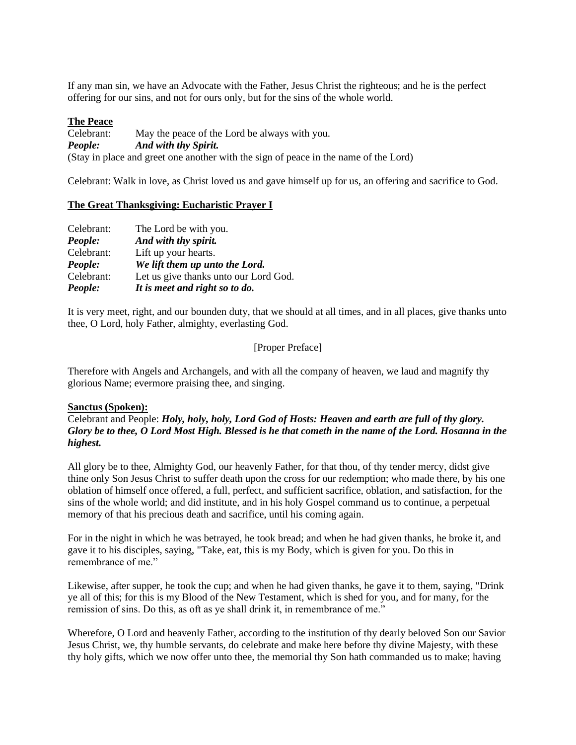If any man sin, we have an Advocate with the Father, Jesus Christ the righteous; and he is the perfect offering for our sins, and not for ours only, but for the sins of the whole world.

**The Peace**

Celebrant: May the peace of the Lord be always with you.
***People: And with thy Spirit.***
(Stay in place and greet one another with the sign of peace in the name of the Lord)

Celebrant: Walk in love, as Christ loved us and gave himself up for us, an offering and sacrifice to God.

**The Great Thanksgiving: Eucharistic Prayer I**

Celebrant: The Lord be with you.
***People: And with thy spirit.***
Celebrant: Lift up your hearts.
***People: We lift them up unto the Lord.***
Celebrant: Let us give thanks unto our Lord God.
***People: It is meet and right so to do.***

It is very meet, right, and our bounden duty, that we should at all times, and in all places, give thanks unto thee, O Lord, holy Father, almighty, everlasting God.

[Proper Preface]

Therefore with Angels and Archangels, and with all the company of heaven, we laud and magnify thy glorious Name; evermore praising thee, and singing.

**Sanctus (Spoken):**

Celebrant and People: ***Holy, holy, holy, Lord God of Hosts: Heaven and earth are full of thy glory. Glory be to thee, O Lord Most High. Blessed is he that cometh in the name of the Lord. Hosanna in the highest.***

All glory be to thee, Almighty God, our heavenly Father, for that thou, of thy tender mercy, didst give thine only Son Jesus Christ to suffer death upon the cross for our redemption; who made there, by his one oblation of himself once offered, a full, perfect, and sufficient sacrifice, oblation, and satisfaction, for the sins of the whole world; and did institute, and in his holy Gospel command us to continue, a perpetual memory of that his precious death and sacrifice, until his coming again.

For in the night in which he was betrayed, he took bread; and when he had given thanks, he broke it, and gave it to his disciples, saying, "Take, eat, this is my Body, which is given for you. Do this in remembrance of me."

Likewise, after supper, he took the cup; and when he had given thanks, he gave it to them, saying, "Drink ye all of this; for this is my Blood of the New Testament, which is shed for you, and for many, for the remission of sins. Do this, as oft as ye shall drink it, in remembrance of me."

Wherefore, O Lord and heavenly Father, according to the institution of thy dearly beloved Son our Savior Jesus Christ, we, thy humble servants, do celebrate and make here before thy divine Majesty, with these thy holy gifts, which we now offer unto thee, the memorial thy Son hath commanded us to make; having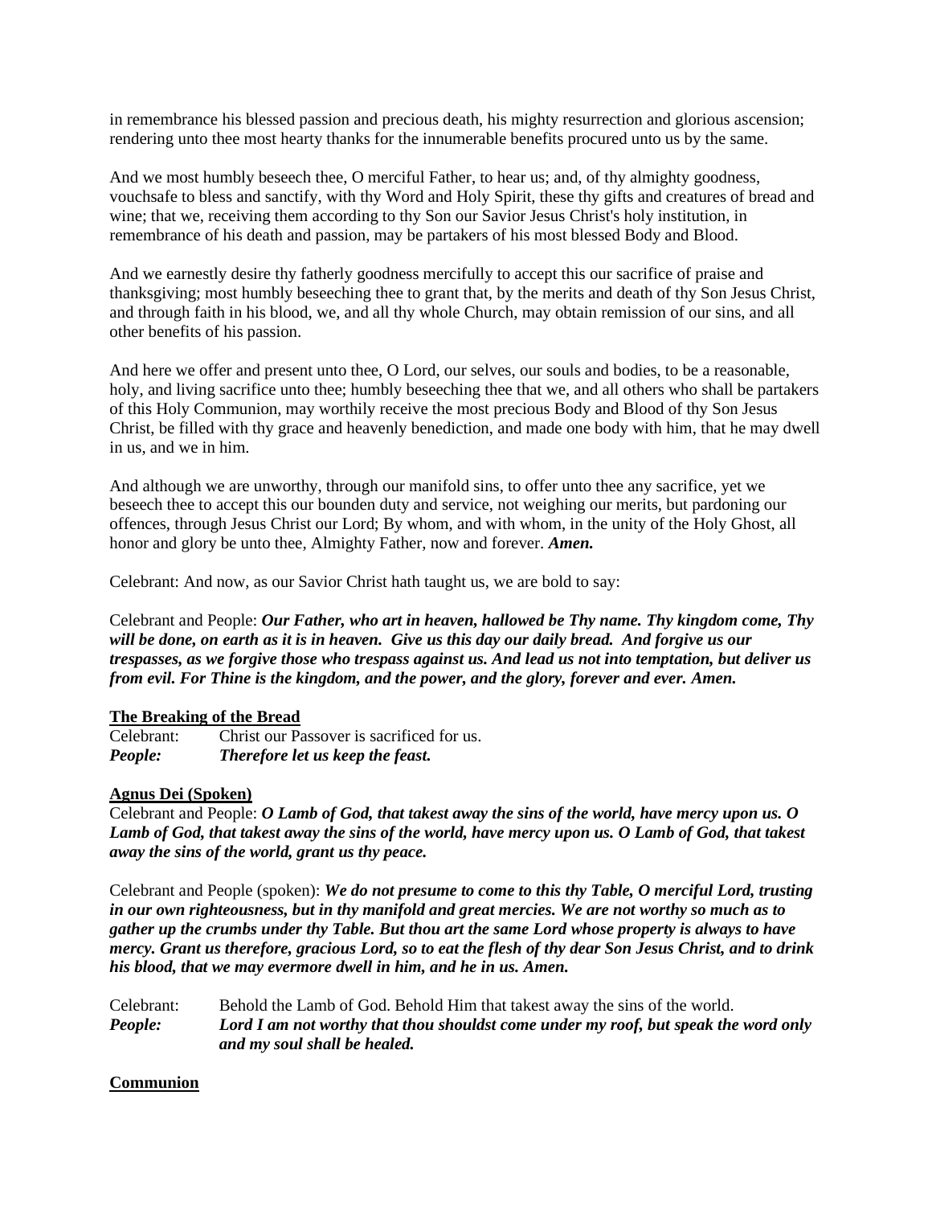in remembrance his blessed passion and precious death, his mighty resurrection and glorious ascension; rendering unto thee most hearty thanks for the innumerable benefits procured unto us by the same.

And we most humbly beseech thee, O merciful Father, to hear us; and, of thy almighty goodness, vouchsafe to bless and sanctify, with thy Word and Holy Spirit, these thy gifts and creatures of bread and wine; that we, receiving them according to thy Son our Savior Jesus Christ's holy institution, in remembrance of his death and passion, may be partakers of his most blessed Body and Blood.

And we earnestly desire thy fatherly goodness mercifully to accept this our sacrifice of praise and thanksgiving; most humbly beseeching thee to grant that, by the merits and death of thy Son Jesus Christ, and through faith in his blood, we, and all thy whole Church, may obtain remission of our sins, and all other benefits of his passion.

And here we offer and present unto thee, O Lord, our selves, our souls and bodies, to be a reasonable, holy, and living sacrifice unto thee; humbly beseeching thee that we, and all others who shall be partakers of this Holy Communion, may worthily receive the most precious Body and Blood of thy Son Jesus Christ, be filled with thy grace and heavenly benediction, and made one body with him, that he may dwell in us, and we in him.

And although we are unworthy, through our manifold sins, to offer unto thee any sacrifice, yet we beseech thee to accept this our bounden duty and service, not weighing our merits, but pardoning our offences, through Jesus Christ our Lord; By whom, and with whom, in the unity of the Holy Ghost, all honor and glory be unto thee, Almighty Father, now and forever. ***Amen.***

Celebrant: And now, as our Savior Christ hath taught us, we are bold to say:

Celebrant and People: ***Our Father, who art in heaven, hallowed be Thy name. Thy kingdom come, Thy will be done, on earth as it is in heaven. Give us this day our daily bread. And forgive us our trespasses, as we forgive those who trespass against us. And lead us not into temptation, but deliver us from evil. For Thine is the kingdom, and the power, and the glory, forever and ever. Amen.***

**The Breaking of the Bread**

Celebrant: Christ our Passover is sacrificed for us.
***People: Therefore let us keep the feast.***

**Agnus Dei (Spoken)**

Celebrant and People: ***O Lamb of God, that takest away the sins of the world, have mercy upon us. O Lamb of God, that takest away the sins of the world, have mercy upon us. O Lamb of God, that takest away the sins of the world, grant us thy peace.***

Celebrant and People (spoken): ***We do not presume to come to this thy Table, O merciful Lord, trusting in our own righteousness, but in thy manifold and great mercies. We are not worthy so much as to gather up the crumbs under thy Table. But thou art the same Lord whose property is always to have mercy. Grant us therefore, gracious Lord, so to eat the flesh of thy dear Son Jesus Christ, and to drink his blood, that we may evermore dwell in him, and he in us. Amen.***

Celebrant: Behold the Lamb of God. Behold Him that takest away the sins of the world.
***People: Lord I am not worthy that thou shouldst come under my roof, but speak the word only and my soul shall be healed.***

**Communion**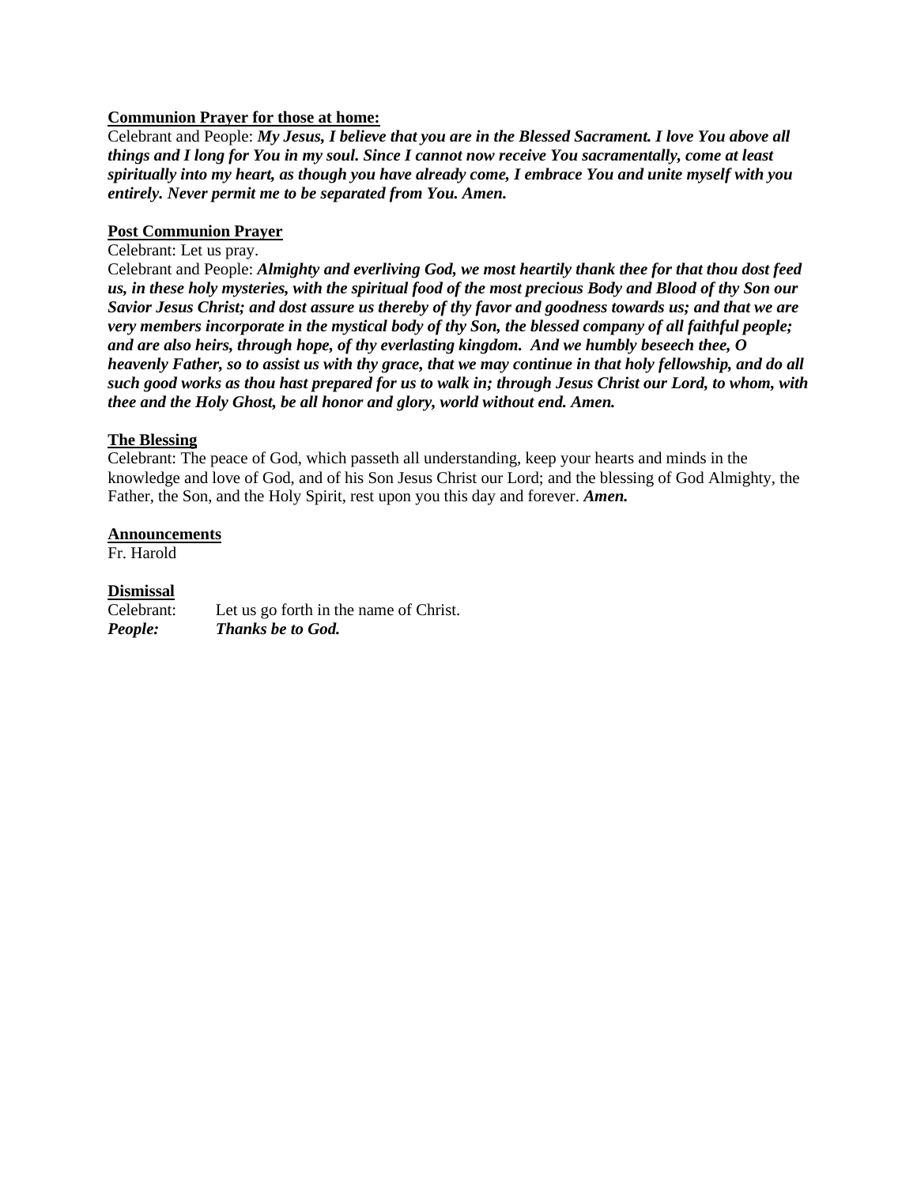**Communion Prayer for those at home:**

Celebrant and People: ***My Jesus, I believe that you are in the Blessed Sacrament. I love You above all things and I long for You in my soul. Since I cannot now receive You sacramentally, come at least spiritually into my heart, as though you have already come, I embrace You and unite myself with you entirely. Never permit me to be separated from You. Amen.***

**Post Communion Prayer**

Celebrant: Let us pray.

Celebrant and People: ***Almighty and everliving God, we most heartily thank thee for that thou dost feed us, in these holy mysteries, with the spiritual food of the most precious Body and Blood of thy Son our Savior Jesus Christ; and dost assure us thereby of thy favor and goodness towards us; and that we are very members incorporate in the mystical body of thy Son, the blessed company of all faithful people; and are also heirs, through hope, of thy everlasting kingdom. And we humbly beseech thee, O heavenly Father, so to assist us with thy grace, that we may continue in that holy fellowship, and do all such good works as thou hast prepared for us to walk in; through Jesus Christ our Lord, to whom, with thee and the Holy Ghost, be all honor and glory, world without end. Amen.***

**The Blessing**

Celebrant: The peace of God, which passeth all understanding, keep your hearts and minds in the knowledge and love of God, and of his Son Jesus Christ our Lord; and the blessing of God Almighty, the Father, the Son, and the Holy Spirit, rest upon you this day and forever. ***Amen.***

**Announcements**

Fr. Harold

**Dismissal**

Celebrant: Let us go forth in the name of Christ.

***People: Thanks be to God.***